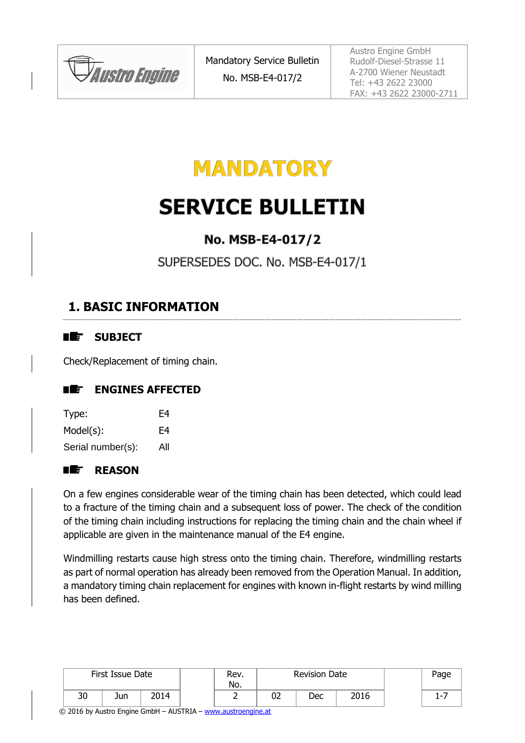# MANDATORY

# SERVICE BULLETIN

### No. MSB-E4-017/2

SUPERSEDES DOC. No. MSB-E4-017/1

## 1. BASIC INFORMATION

### SUBJECT

Check/Replacement of timing chain.

### ENGINES AFFECTED

| | |
|---|---|
| Type: | E4 |
| Model(s): | E4 |
| Serial number(s): | All |

### REASON

On a few engines considerable wear of the timing chain has been detected, which could lead to a fracture of the timing chain and a subsequent loss of power. The check of the condition of the timing chain including instructions for replacing the timing chain and the chain wheel if applicable are given in the maintenance manual of the E4 engine.

Windmilling restarts cause high stress onto the timing chain. Therefore, windmilling restarts as part of normal operation has already been removed from the Operation Manual. In addition, a mandatory timing chain replacement for engines with known in-flight restarts by wind milling has been defined.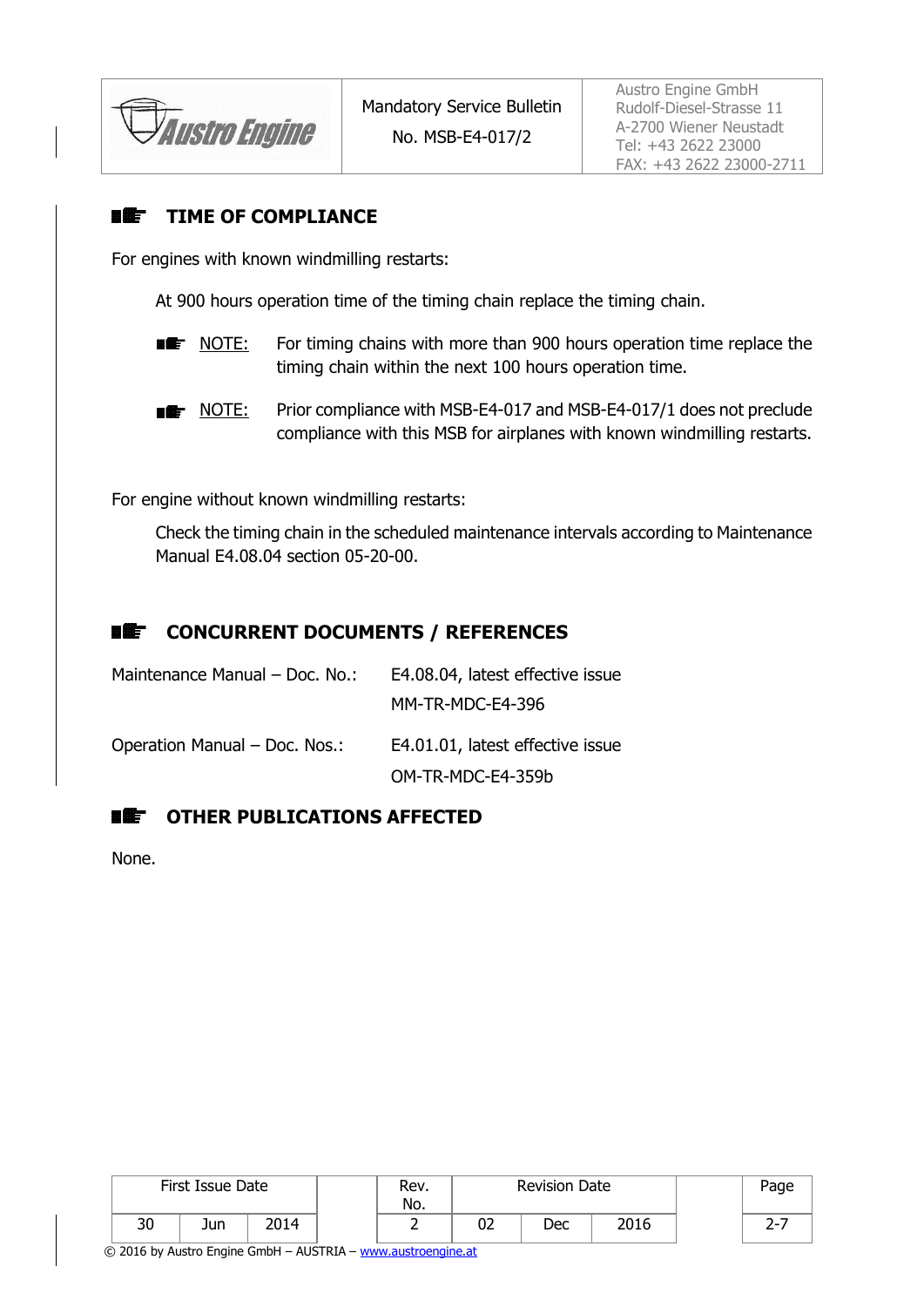## TIME OF COMPLIANCE

For engines with known windmilling restarts:

At 900 hours operation time of the timing chain replace the timing chain.

NOTE: For timing chains with more than 900 hours operation time replace the timing chain within the next 100 hours operation time.

NOTE: Prior compliance with MSB-E4-017 and MSB-E4-017/1 does not preclude compliance with this MSB for airplanes with known windmilling restarts.

For engine without known windmilling restarts:

Check the timing chain in the scheduled maintenance intervals according to Maintenance Manual E4.08.04 section 05-20-00.

## CONCURRENT DOCUMENTS / REFERENCES

| | |
|---|---|
| Maintenance Manual – Doc. No.: | E4.08.04, latest effective issue |
| | MM-TR-MDC-E4-396 |
| Operation Manual – Doc. Nos.: | E4.01.01, latest effective issue |
| | OM-TR-MDC-E4-359b |

## OTHER PUBLICATIONS AFFECTED

None.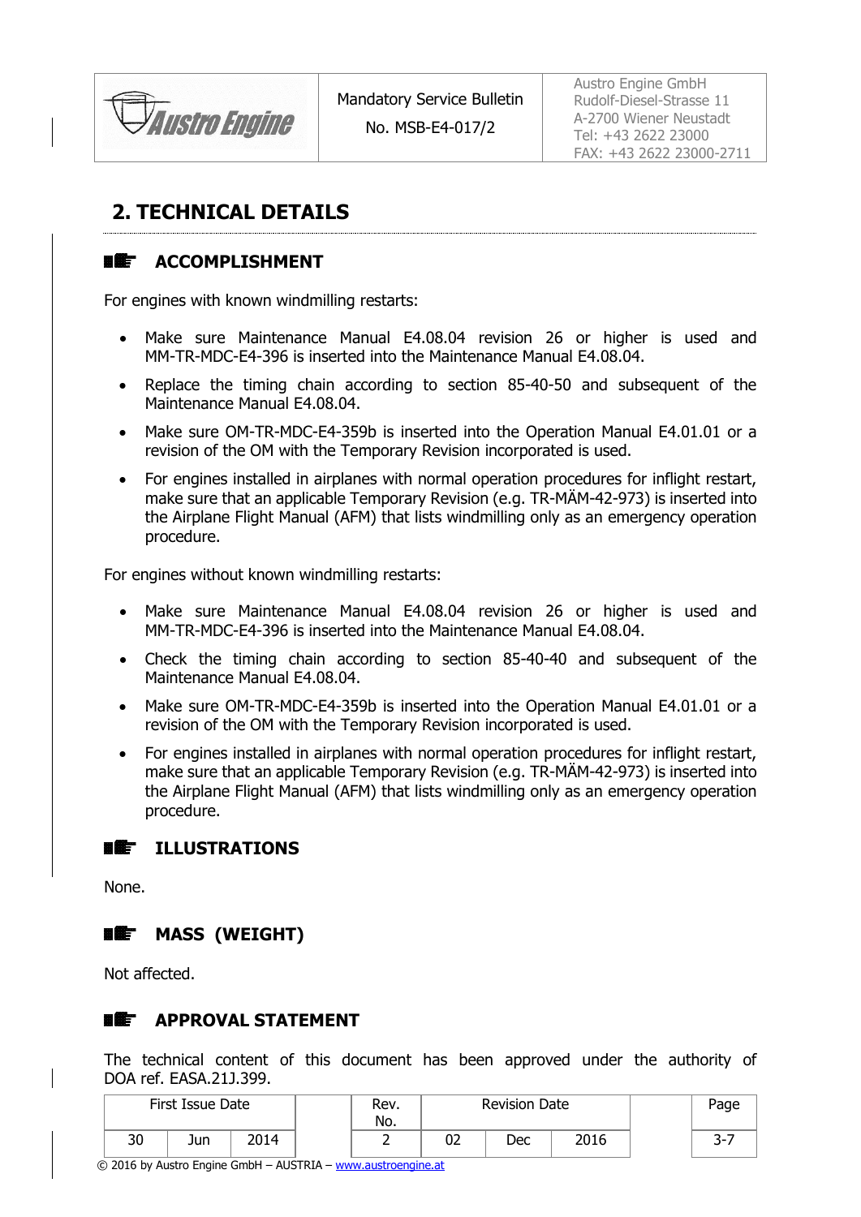## 2. TECHNICAL DETAILS

### ACCOMPLISHMENT

For engines with known windmilling restarts:

- Make sure Maintenance Manual E4.08.04 revision 26 or higher is used and MM-TR-MDC-E4-396 is inserted into the Maintenance Manual E4.08.04.
- Replace the timing chain according to section 85-40-50 and subsequent of the Maintenance Manual E4.08.04.
- Make sure OM-TR-MDC-E4-359b is inserted into the Operation Manual E4.01.01 or a revision of the OM with the Temporary Revision incorporated is used.
- For engines installed in airplanes with normal operation procedures for inflight restart, make sure that an applicable Temporary Revision (e.g. TR-MÄM-42-973) is inserted into the Airplane Flight Manual (AFM) that lists windmilling only as an emergency operation procedure.

For engines without known windmilling restarts:

- Make sure Maintenance Manual E4.08.04 revision 26 or higher is used and MM-TR-MDC-E4-396 is inserted into the Maintenance Manual E4.08.04.
- Check the timing chain according to section 85-40-40 and subsequent of the Maintenance Manual E4.08.04.
- Make sure OM-TR-MDC-E4-359b is inserted into the Operation Manual E4.01.01 or a revision of the OM with the Temporary Revision incorporated is used.
- For engines installed in airplanes with normal operation procedures for inflight restart, make sure that an applicable Temporary Revision (e.g. TR-MÄM-42-973) is inserted into the Airplane Flight Manual (AFM) that lists windmilling only as an emergency operation procedure.

### ILLUSTRATIONS

None.

### MASS (WEIGHT)

Not affected.

### APPROVAL STATEMENT

The technical content of this document has been approved under the authority of DOA ref. EASA.21J.399.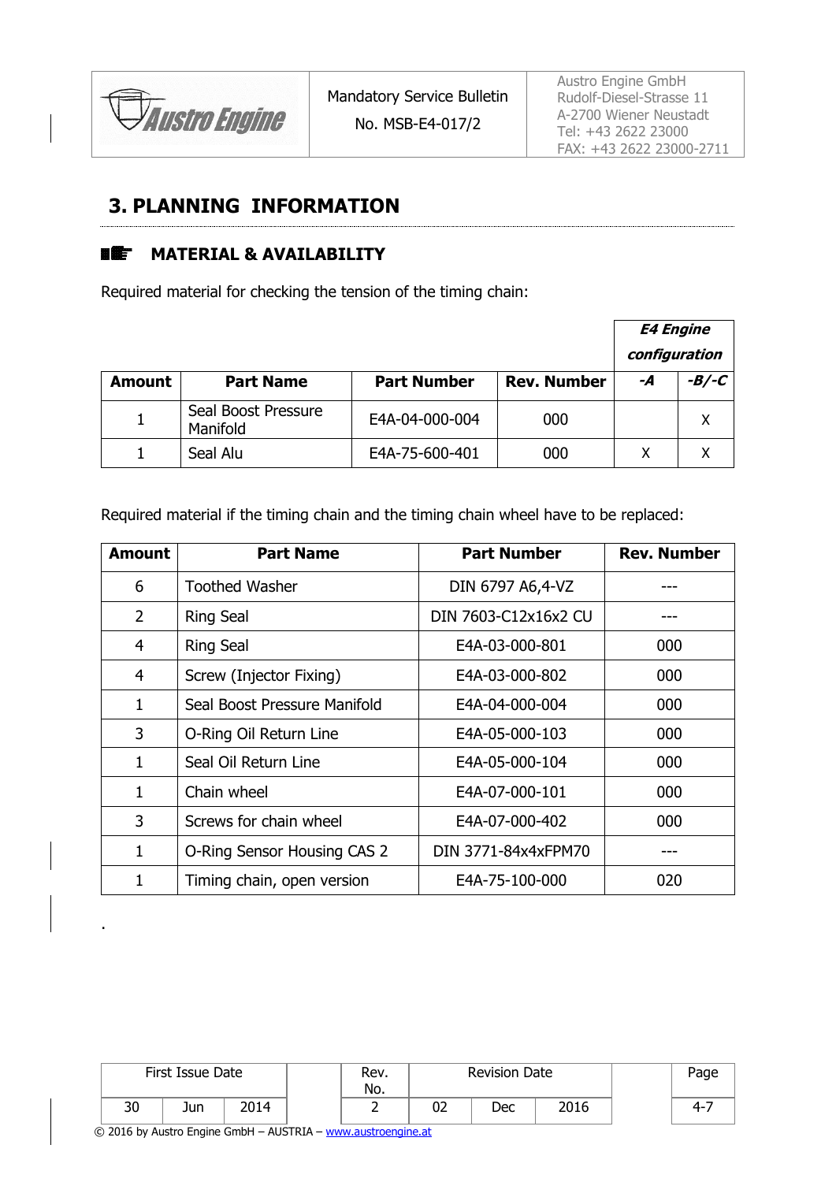## 3. PLANNING INFORMATION

### MATERIAL & AVAILABILITY

Required material for checking the tension of the timing chain:

| Amount | Part Name | Part Number | Rev. Number | *E4 Engine configuration* | |
|---|---|---|---|---|---|
| | | | | ***-A*** | ***-B/-C*** |
| 1 | Seal Boost Pressure Manifold | E4A-04-000-004 | 000 | | X |
| 1 | Seal Alu | E4A-75-600-401 | 000 | X | X |

Required material if the timing chain and the timing chain wheel have to be replaced:

| Amount | Part Name | Part Number | Rev. Number |
|---|---|---|---|
| 6 | Toothed Washer | DIN 6797 A6,4-VZ | --- |
| 2 | Ring Seal | DIN 7603-C12x16x2 CU | --- |
| 4 | Ring Seal | E4A-03-000-801 | 000 |
| 4 | Screw (Injector Fixing) | E4A-03-000-802 | 000 |
| 1 | Seal Boost Pressure Manifold | E4A-04-000-004 | 000 |
| 3 | O-Ring Oil Return Line | E4A-05-000-103 | 000 |
| 1 | Seal Oil Return Line | E4A-05-000-104 | 000 |
| 1 | Chain wheel | E4A-07-000-101 | 000 |
| 3 | Screws for chain wheel | E4A-07-000-402 | 000 |
| 1 | O-Ring Sensor Housing CAS 2 | DIN 3771-84x4xFPM70 | --- |
| 1 | Timing chain, open version | E4A-75-100-000 | 020 |

.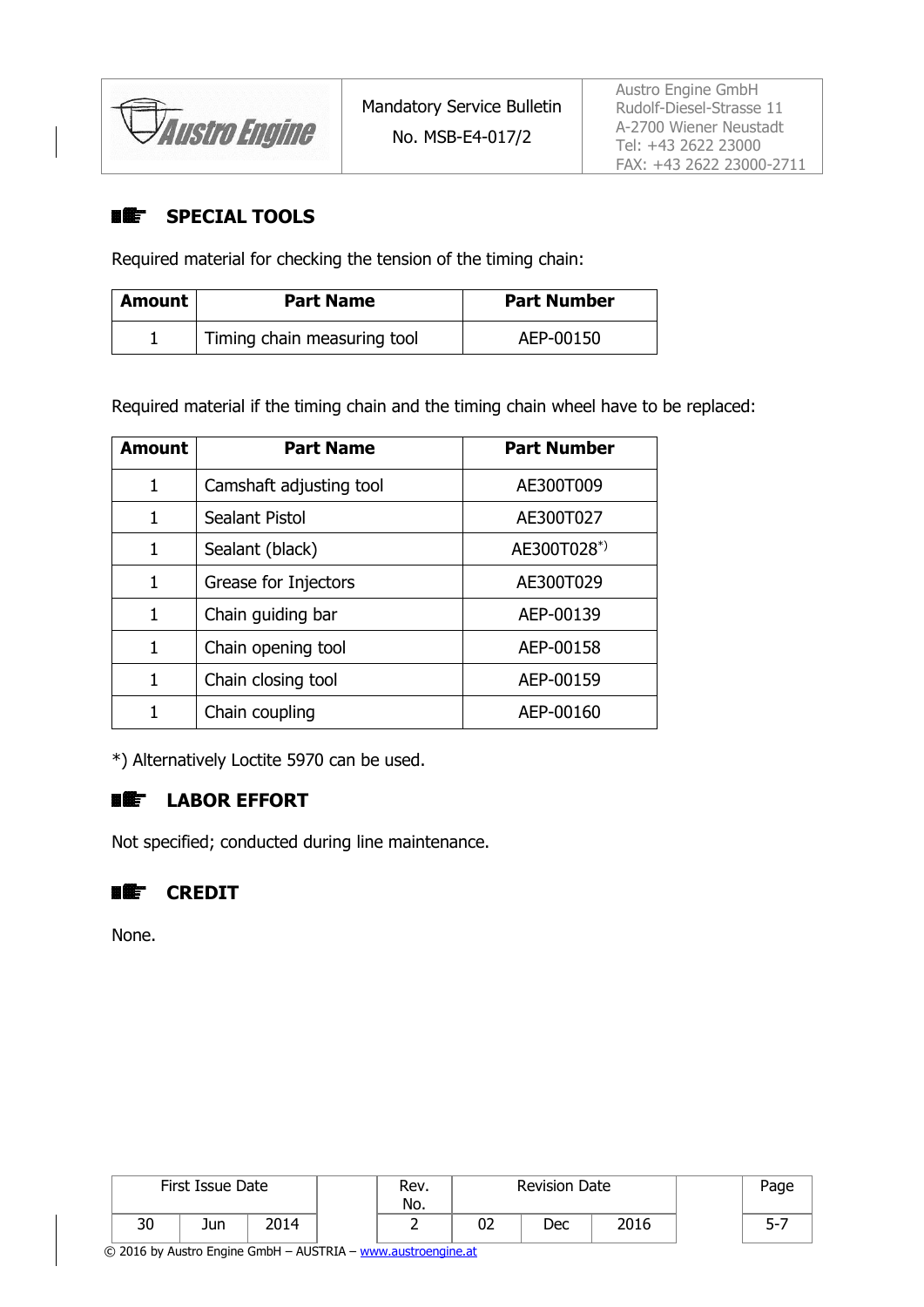## SPECIAL TOOLS

Required material for checking the tension of the timing chain:

| Amount | Part Name | Part Number |
|---|---|---|
| 1 | Timing chain measuring tool | AEP-00150 |

Required material if the timing chain and the timing chain wheel have to be replaced:

| Amount | Part Name | Part Number |
|---|---|---|
| 1 | Camshaft adjusting tool | AE300T009 |
| 1 | Sealant Pistol | AE300T027 |
| 1 | Sealant (black) | AE300T028*) |
| 1 | Grease for Injectors | AE300T029 |
| 1 | Chain guiding bar | AEP-00139 |
| 1 | Chain opening tool | AEP-00158 |
| 1 | Chain closing tool | AEP-00159 |
| 1 | Chain coupling | AEP-00160 |

*) Alternatively Loctite 5970 can be used.

## LABOR EFFORT

Not specified; conducted during line maintenance.

## CREDIT

None.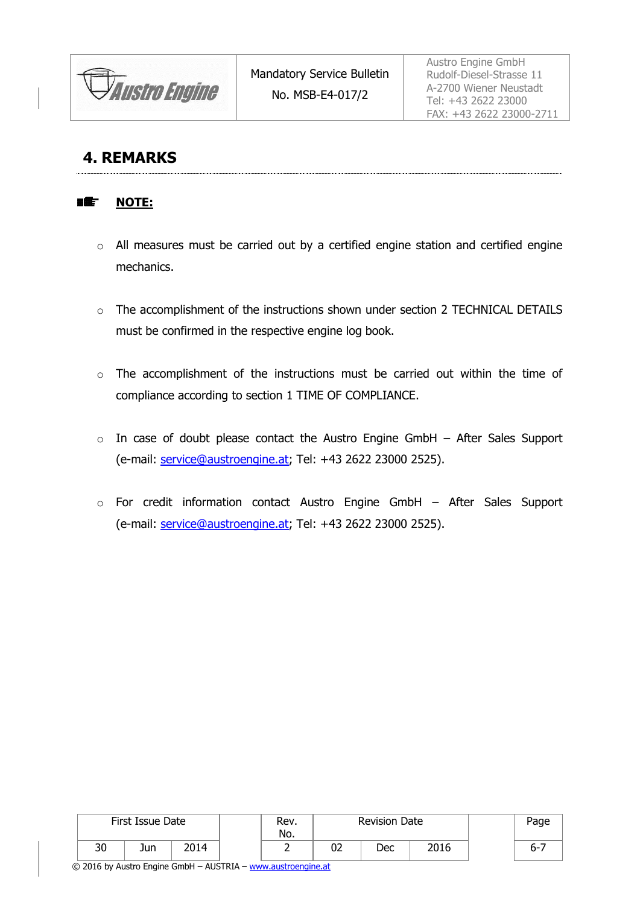## 4. REMARKS

**NOTE:**

- All measures must be carried out by a certified engine station and certified engine mechanics.
- The accomplishment of the instructions shown under section 2 TECHNICAL DETAILS must be confirmed in the respective engine log book.
- The accomplishment of the instructions must be carried out within the time of compliance according to section 1 TIME OF COMPLIANCE.
- In case of doubt please contact the Austro Engine GmbH – After Sales Support (e-mail: service@austroengine.at; Tel: +43 2622 23000 2525).
- For credit information contact Austro Engine GmbH – After Sales Support (e-mail: service@austroengine.at; Tel: +43 2622 23000 2525).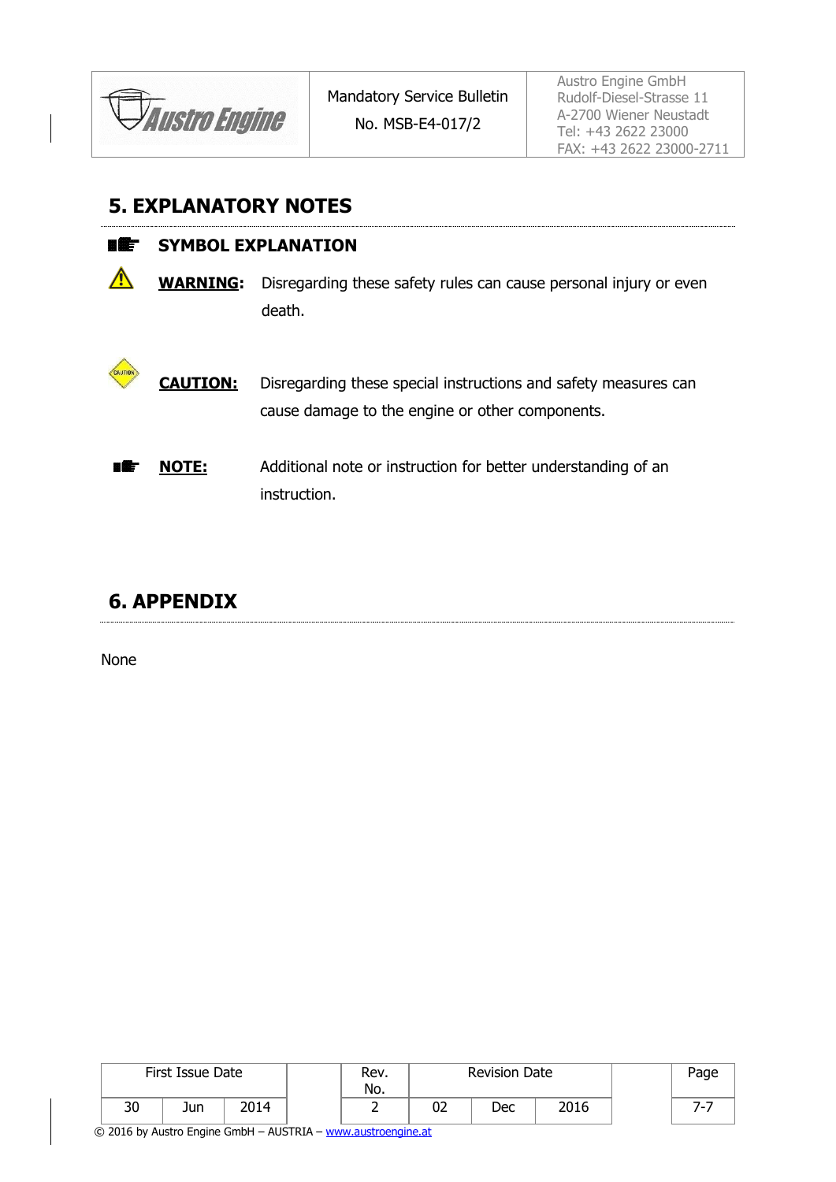## 5. EXPLANATORY NOTES

### SYMBOL EXPLANATION

**WARNING:** Disregarding these safety rules can cause personal injury or even death.

**CAUTION:** Disregarding these special instructions and safety measures can cause damage to the engine or other components.

**NOTE:** Additional note or instruction for better understanding of an instruction.

## 6. APPENDIX

None